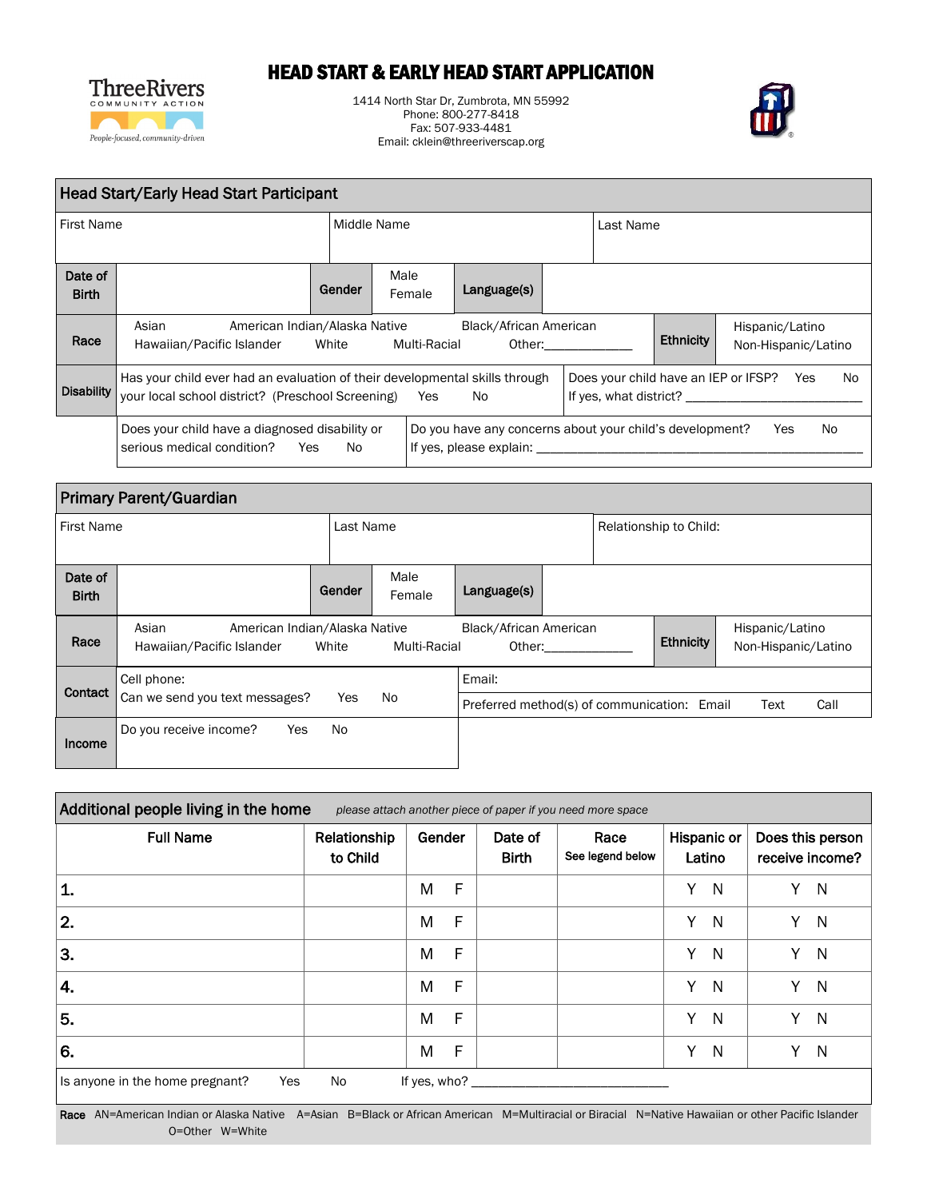ThreeRivers
COMMUNITY ACTION
People-focused, community-driven

# HEAD START & EARLY HEAD START APPLICATION

1414 North Star Dr, Zumbrota, MN 55992
Phone: 800-277-8418
Fax: 507-933-4481
Email: cklein@threeriverscap.org

## Head Start/Early Head Start Participant

| First Name | Middle Name | Last Name |
|---|---|---|
| | | |

| **Date of Birth** | | **Gender** | Male Female | **Language(s)** | |
|---|---|---|---|---|---|

| **Race** | Asian American Indian/Alaska Native Black/African American Hawaiian/Pacific Islander White Multi-Racial Other:____________ | **Ethnicity** | Hispanic/Latino Non-Hispanic/Latino |
|---|---|---|---|

| **Disability** | Has your child ever had an evaluation of their developmental skills through your local school district? (Preschool Screening) Yes No | Does your child have an IEP or IFSP? Yes No If yes, what district? ________________________ |
|---|---|---|
| | Does your child have a diagnosed disability or serious medical condition? Yes No | Do you have any concerns about your child's development? Yes No If yes, please explain: ______________________________________________ |

## Primary Parent/Guardian

| First Name | Last Name | Relationship to Child: |
|---|---|---|
| | | |

| **Date of Birth** | | **Gender** | Male Female | **Language(s)** | |
|---|---|---|---|---|---|

| **Race** | Asian American Indian/Alaska Native Black/African American Hawaiian/Pacific Islander White Multi-Racial Other:____________ | **Ethnicity** | Hispanic/Latino Non-Hispanic/Latino |
|---|---|---|---|

| **Contact** | Cell phone: Can we send you text messages? Yes No | Email: Preferred method(s) of communication: Email Text Call |
|---|---|---|
| **Income** | Do you receive income? Yes No | |

## Additional people living in the home

*please attach another piece of paper if you need more space*

| Full Name | Relationship to Child | Gender | Date of Birth | Race *See legend below* | Hispanic or Latino | Does this person receive income? |
|---|---|---|---|---|---|---|
| 1. | | M F | | | Y N | Y N |
| 2. | | M F | | | Y N | Y N |
| 3. | | M F | | | Y N | Y N |
| 4. | | M F | | | Y N | Y N |
| 5. | | M F | | | Y N | Y N |
| 6. | | M F | | | Y N | Y N |

Is anyone in the home pregnant? Yes No If yes, who? ____________________________

**Race** AN=American Indian or Alaska Native A=Asian B=Black or African American M=Multiracial or Biracial N=Native Hawaiian or other Pacific Islander O=Other W=White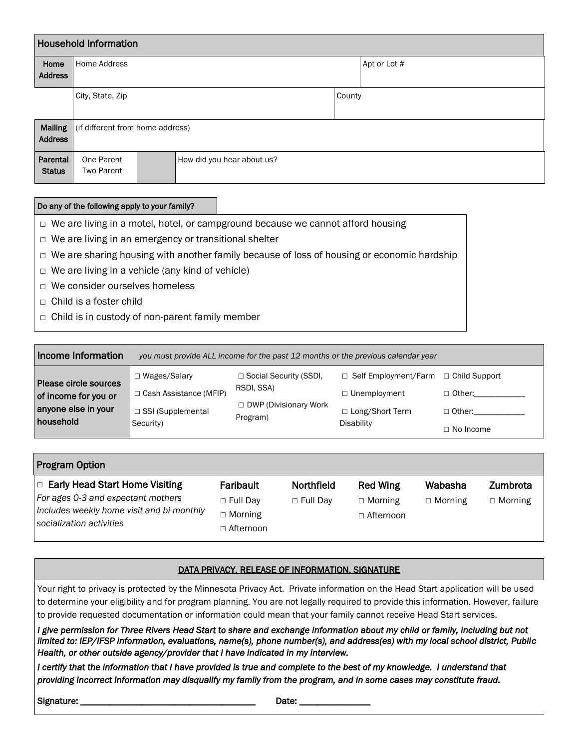## Household Information

| Home Address | Home Address | | Apt or Lot # |
|---|---|---|---|
| | City, State, Zip | County | |
| Mailing Address | (if different from home address) | | |
| Parental Status | One Parent<br>Two Parent | | How did you hear about us? |

**Do any of the following apply to your family?**

- □ We are living in a motel, hotel, or campground because we cannot afford housing
- □ We are living in an emergency or transitional shelter
- □ We are sharing housing with another family because of loss of housing or economic hardship
- □ We are living in a vehicle (any kind of vehicle)
- □ We consider ourselves homeless
- □ Child is a foster child
- □ Child is in custody of non-parent family member

## Income Information

*you must provide ALL income for the past 12 months or the previous calendar year*

| Please circle sources of income for you or anyone else in your household | | | | |
|---|---|---|---|---|
| | □ Wages/Salary | □ Social Security (SSDI, RSDI, SSA) | □ Self Employment/Farm | □ Child Support |
| | □ Cash Assistance (MFIP) | □ DWP (Divisionary Work Program) | □ Unemployment | □ Other:____________ |
| | □ SSI (Supplemental Security) | | □ Long/Short Term Disability | □ Other:____________ |
| | | | | □ No Income |

## Program Option

| □ Early Head Start Home Visiting | Faribault | Northfield | Red Wing | Wabasha | Zumbrota |
|---|---|---|---|---|---|
| *For ages 0-3 and expectant mothers*<br>*Includes weekly home visit and bi-monthly socialization activities* | □ Full Day<br>□ Morning<br>□ Afternoon | □ Full Day | □ Morning<br>□ Afternoon | □ Morning | □ Morning |

## DATA PRIVACY, RELEASE OF INFORMATION, SIGNATURE

Your right to privacy is protected by the Minnesota Privacy Act. Private information on the Head Start application will be used to determine your eligibility and for program planning. You are not legally required to provide this information. However, failure to provide requested documentation or information could mean that your family cannot receive Head Start services.

***I give permission for Three Rivers Head Start to share and exchange information about my child or family, including but not limited to: IEP/IFSP information, evaluations, name(s), phone number(s), and address(es) with my local school district, Public Health, or other outside agency/provider that I have indicated in my interview.***

***I certify that the information that I have provided is true and complete to the best of my knowledge. I understand that providing incorrect information may disqualify my family from the program, and in some cases may constitute fraud.***

**Signature:** ____________________________________ **Date:** _______________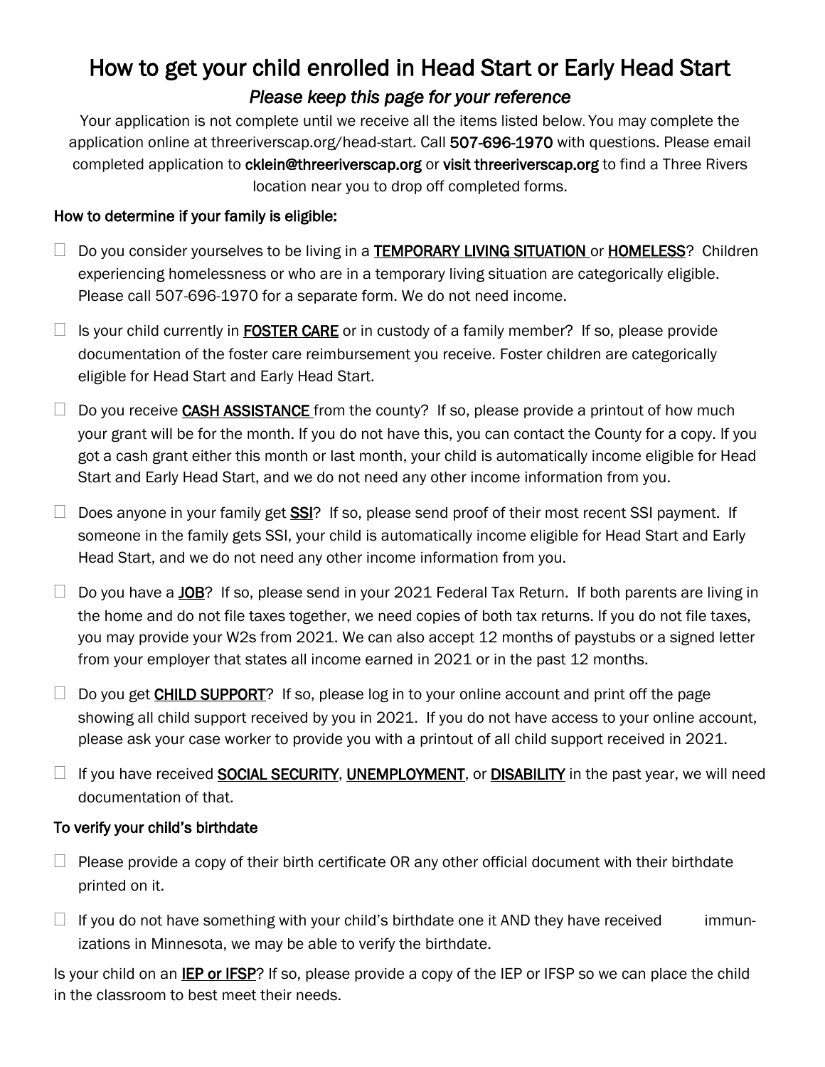# How to get your child enrolled in Head Start or Early Head Start

*Please keep this page for your reference*

Your application is not complete until we receive all the items listed below. You may complete the application online at threeriverscap.org/head-start. Call **507-696-1970** with questions. Please email completed application to **cklein@threeriverscap.org** or **visit threeriverscap.org** to find a Three Rivers location near you to drop off completed forms.

## How to determine if your family is eligible:

- ☐ Do you consider yourselves to be living in a **TEMPORARY LIVING SITUATION** or **HOMELESS**? Children experiencing homelessness or who are in a temporary living situation are categorically eligible. Please call 507-696-1970 for a separate form. We do not need income.
- ☐ Is your child currently in **FOSTER CARE** or in custody of a family member? If so, please provide documentation of the foster care reimbursement you receive. Foster children are categorically eligible for Head Start and Early Head Start.
- ☐ Do you receive **CASH ASSISTANCE** from the county? If so, please provide a printout of how much your grant will be for the month. If you do not have this, you can contact the County for a copy. If you got a cash grant either this month or last month, your child is automatically income eligible for Head Start and Early Head Start, and we do not need any other income information from you.
- ☐ Does anyone in your family get **SSI**? If so, please send proof of their most recent SSI payment. If someone in the family gets SSI, your child is automatically income eligible for Head Start and Early Head Start, and we do not need any other income information from you.
- ☐ Do you have a **JOB**? If so, please send in your 2021 Federal Tax Return. If both parents are living in the home and do not file taxes together, we need copies of both tax returns. If you do not file taxes, you may provide your W2s from 2021. We can also accept 12 months of paystubs or a signed letter from your employer that states all income earned in 2021 or in the past 12 months.
- ☐ Do you get **CHILD SUPPORT**? If so, please log in to your online account and print off the page showing all child support received by you in 2021. If you do not have access to your online account, please ask your case worker to provide you with a printout of all child support received in 2021.
- ☐ If you have received **SOCIAL SECURITY**, **UNEMPLOYMENT**, or **DISABILITY** in the past year, we will need documentation of that.

## To verify your child's birthdate

- ☐ Please provide a copy of their birth certificate OR any other official document with their birthdate printed on it.
- ☐ If you do not have something with your child's birthdate one it AND they have received immunizations in Minnesota, we may be able to verify the birthdate.

Is your child on an **IEP or IFSP**? If so, please provide a copy of the IEP or IFSP so we can place the child in the classroom to best meet their needs.